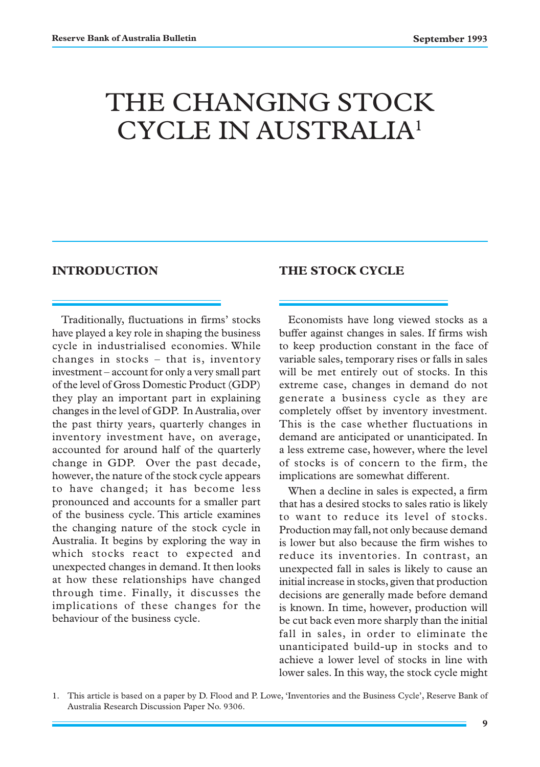# THE CHANGING STOCK CYCLE IN AUSTRALIA[1]

## INTRODUCTION

Traditionally, fluctuations in firms' stocks have played a key role in shaping the business cycle in industrialised economies. While changes in stocks – that is, inventory investment – account for only a very small part of the level of Gross Domestic Product (GDP) they play an important part in explaining changes in the level of GDP. In Australia, over the past thirty years, quarterly changes in inventory investment have, on average, accounted for around half of the quarterly change in GDP. Over the past decade, however, the nature of the stock cycle appears to have changed; it has become less pronounced and accounts for a smaller part of the business cycle. This article examines the changing nature of the stock cycle in Australia. It begins by exploring the way in which stocks react to expected and unexpected changes in demand. It then looks at how these relationships have changed through time. Finally, it discusses the implications of these changes for the behaviour of the business cycle.

## THE STOCK CYCLE

Economists have long viewed stocks as a buffer against changes in sales. If firms wish to keep production constant in the face of variable sales, temporary rises or falls in sales will be met entirely out of stocks. In this extreme case, changes in demand do not generate a business cycle as they are completely offset by inventory investment. This is the case whether fluctuations in demand are anticipated or unanticipated. In a less extreme case, however, where the level of stocks is of concern to the firm, the implications are somewhat different.

When a decline in sales is expected, a firm that has a desired stocks to sales ratio is likely to want to reduce its level of stocks. Production may fall, not only because demand is lower but also because the firm wishes to reduce its inventories. In contrast, an unexpected fall in sales is likely to cause an initial increase in stocks, given that production decisions are generally made before demand is known. In time, however, production will be cut back even more sharply than the initial fall in sales, in order to eliminate the unanticipated build-up in stocks and to achieve a lower level of stocks in line with lower sales. In this way, the stock cycle might

1. This article is based on a paper by D. Flood and P. Lowe, 'Inventories and the Business Cycle', Reserve Bank of Australia Research Discussion Paper No. 9306.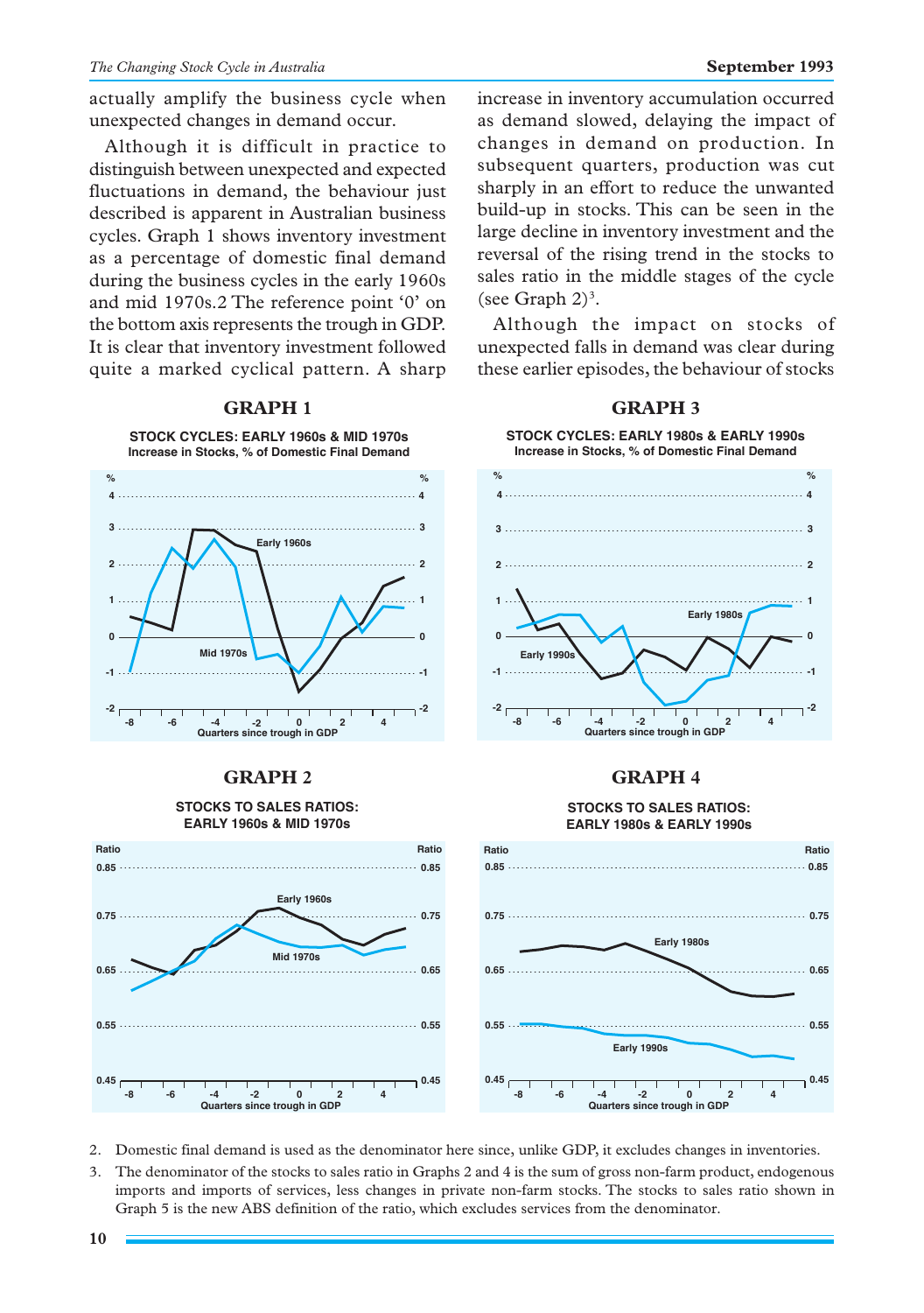actually amplify the business cycle when unexpected changes in demand occur.

Although it is difficult in practice to distinguish between unexpected and expected fluctuations in demand, the behaviour just described is apparent in Australian business cycles. Graph 1 shows inventory investment as a percentage of domestic final demand during the business cycles in the early 1960s and mid 1970s.[2] The reference point '0' on the bottom axis represents the trough in GDP. It is clear that inventory investment followed quite a marked cyclical pattern. A sharp increase in inventory accumulation occurred as demand slowed, delaying the impact of changes in demand on production. In subsequent quarters, production was cut sharply in an effort to reduce the unwanted build-up in stocks. This can be seen in the large decline in inventory investment and the reversal of the rising trend in the stocks to sales ratio in the middle stages of the cycle (see Graph 2)[3].

Although the impact on stocks of unexpected falls in demand was clear during these earlier episodes, the behaviour of stocks

**GRAPH 1**

**STOCK CYCLES: EARLY 1960s & MID 1970s**
**Increase in Stocks, % of Domestic Final Demand**

**GRAPH 2**

**STOCKS TO SALES RATIOS: EARLY 1960s & MID 1970s**

**GRAPH 3**

**STOCK CYCLES: EARLY 1980s & EARLY 1990s**
**Increase in Stocks, % of Domestic Final Demand**

**GRAPH 4**

**STOCKS TO SALES RATIOS: EARLY 1980s & EARLY 1990s**

2. Domestic final demand is used as the denominator here since, unlike GDP, it excludes changes in inventories.

3. The denominator of the stocks to sales ratio in Graphs 2 and 4 is the sum of gross non-farm product, endogenous imports and imports of services, less changes in private non-farm stocks. The stocks to sales ratio shown in Graph 5 is the new ABS definition of the ratio, which excludes services from the denominator.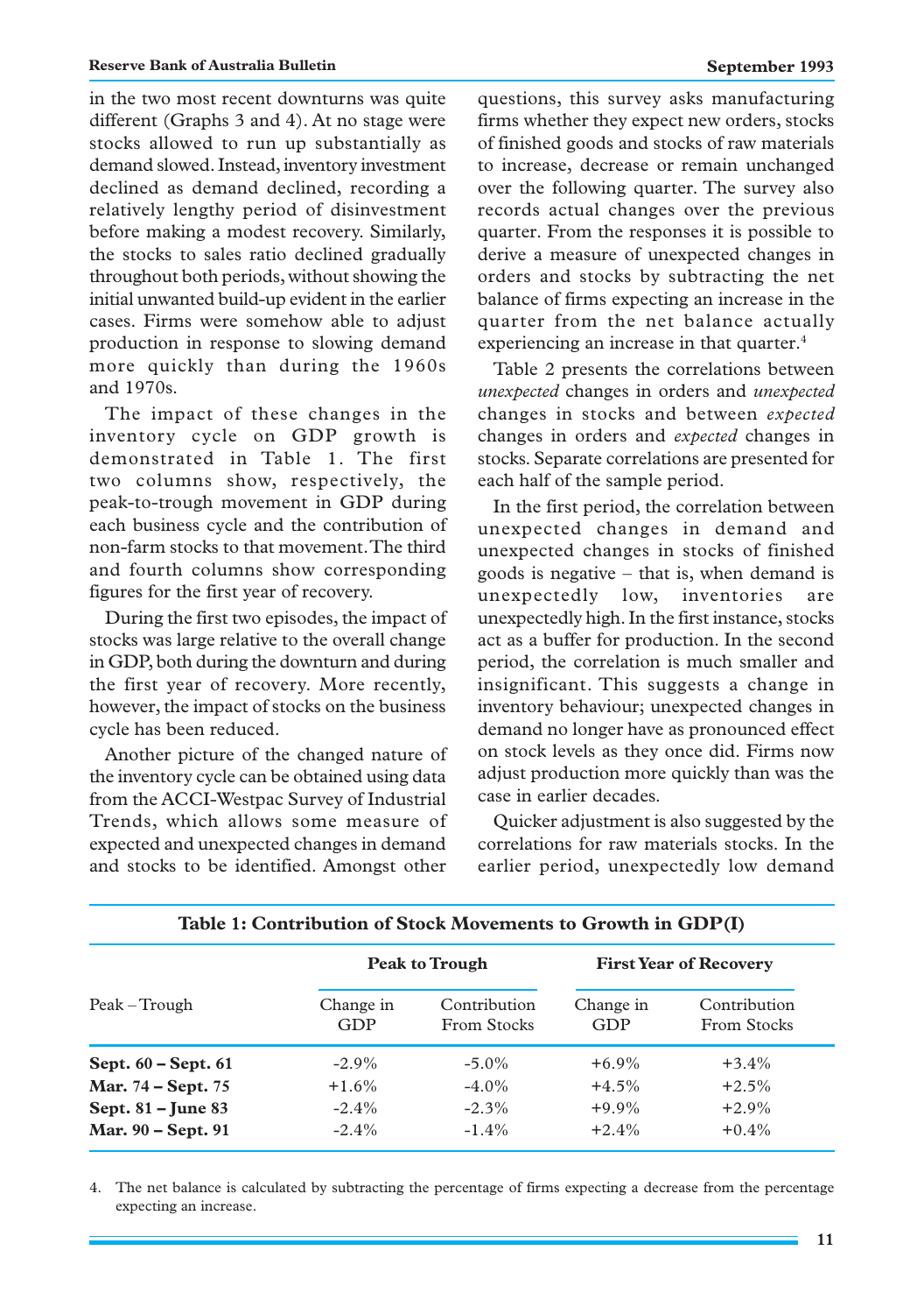in the two most recent downturns was quite different (Graphs 3 and 4). At no stage were stocks allowed to run up substantially as demand slowed. Instead, inventory investment declined as demand declined, recording a relatively lengthy period of disinvestment before making a modest recovery. Similarly, the stocks to sales ratio declined gradually throughout both periods, without showing the initial unwanted build-up evident in the earlier cases. Firms were somehow able to adjust production in response to slowing demand more quickly than during the 1960s and 1970s.

The impact of these changes in the inventory cycle on GDP growth is demonstrated in Table 1. The first two columns show, respectively, the peak-to-trough movement in GDP during each business cycle and the contribution of non-farm stocks to that movement. The third and fourth columns show corresponding figures for the first year of recovery.

During the first two episodes, the impact of stocks was large relative to the overall change in GDP, both during the downturn and during the first year of recovery. More recently, however, the impact of stocks on the business cycle has been reduced.

Another picture of the changed nature of the inventory cycle can be obtained using data from the ACCI-Westpac Survey of Industrial Trends, which allows some measure of expected and unexpected changes in demand and stocks to be identified. Amongst other questions, this survey asks manufacturing firms whether they expect new orders, stocks of finished goods and stocks of raw materials to increase, decrease or remain unchanged over the following quarter. The survey also records actual changes over the previous quarter. From the responses it is possible to derive a measure of unexpected changes in orders and stocks by subtracting the net balance of firms expecting an increase in the quarter from the net balance actually experiencing an increase in that quarter.[4]

Table 2 presents the correlations between *unexpected* changes in orders and *unexpected* changes in stocks and between *expected* changes in orders and *expected* changes in stocks. Separate correlations are presented for each half of the sample period.

In the first period, the correlation between unexpected changes in demand and unexpected changes in stocks of finished goods is negative – that is, when demand is unexpectedly low, inventories are unexpectedly high. In the first instance, stocks act as a buffer for production. In the second period, the correlation is much smaller and insignificant. This suggests a change in inventory behaviour; unexpected changes in demand no longer have as pronounced effect on stock levels as they once did. Firms now adjust production more quickly than was the case in earlier decades.

Quicker adjustment is also suggested by the correlations for raw materials stocks. In the earlier period, unexpectedly low demand

**Table 1: Contribution of Stock Movements to Growth in GDP(I)**

| Peak – Trough | Peak to Trough | | First Year of Recovery | |
|---|---|---|---|---|
| | Change in GDP | Contribution From Stocks | Change in GDP | Contribution From Stocks |
| **Sept. 60 – Sept. 61** | -2.9% | -5.0% | +6.9% | +3.4% |
| **Mar. 74 – Sept. 75** | +1.6% | -4.0% | +4.5% | +2.5% |
| **Sept. 81 – June 83** | -2.4% | -2.3% | +9.9% | +2.9% |
| **Mar. 90 – Sept. 91** | -2.4% | -1.4% | +2.4% | +0.4% |

4. The net balance is calculated by subtracting the percentage of firms expecting a decrease from the percentage expecting an increase.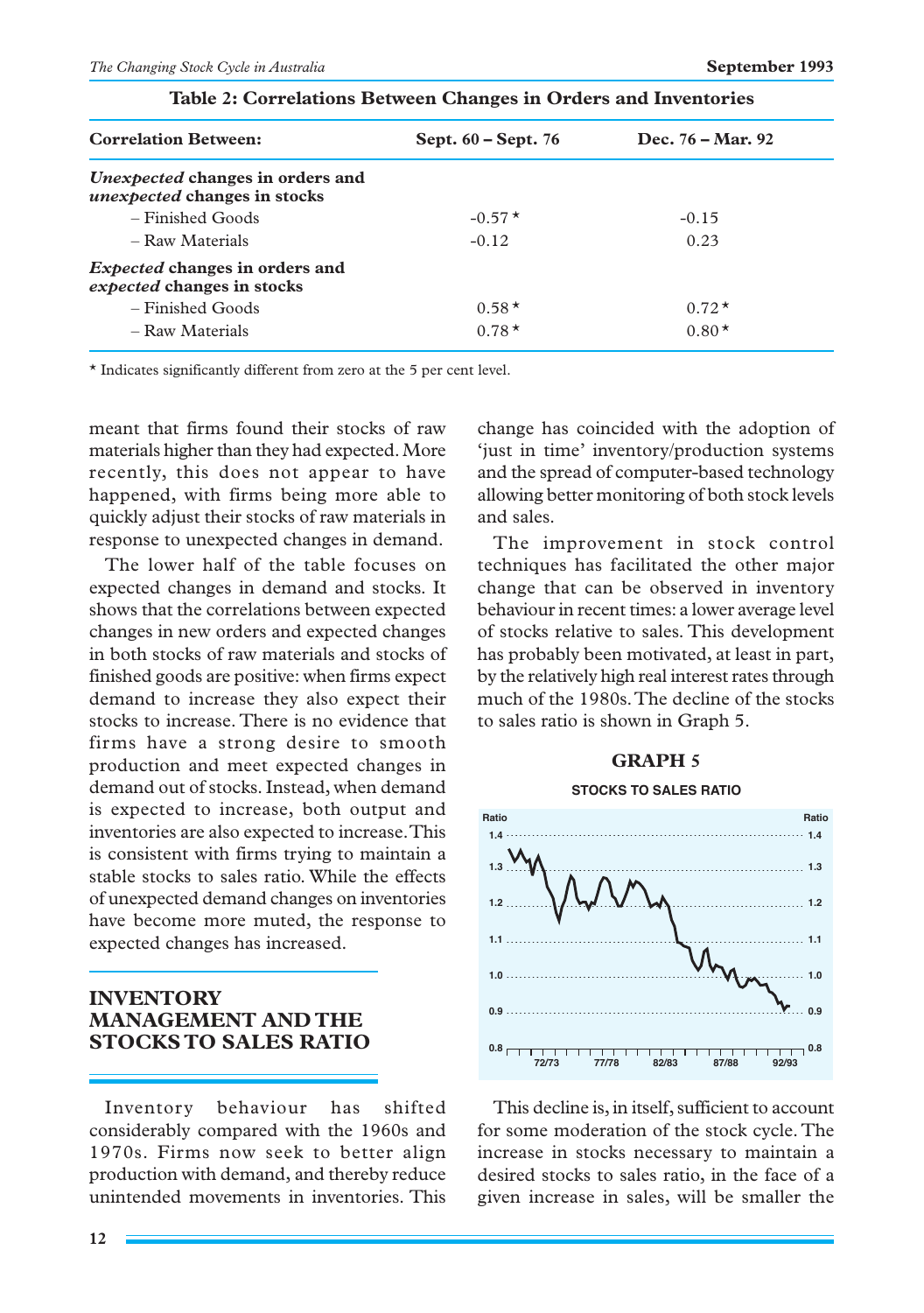**Table 2: Correlations Between Changes in Orders and Inventories**

| Correlation Between: | Sept. 60 – Sept. 76 | Dec. 76 – Mar. 92 |
|---|---|---|
| ***Unexpected*** **changes in orders and** ***unexpected*** **changes in stocks** | | |
| – Finished Goods | -0.57* | -0.15 |
| – Raw Materials | -0.12 | 0.23 |
| ***Expected*** **changes in orders and** ***expected*** **changes in stocks** | | |
| – Finished Goods | 0.58* | 0.72* |
| – Raw Materials | 0.78* | 0.80* |

* Indicates significantly different from zero at the 5 per cent level.

meant that firms found their stocks of raw materials higher than they had expected. More recently, this does not appear to have happened, with firms being more able to quickly adjust their stocks of raw materials in response to unexpected changes in demand.

The lower half of the table focuses on expected changes in demand and stocks. It shows that the correlations between expected changes in new orders and expected changes in both stocks of raw materials and stocks of finished goods are positive: when firms expect demand to increase they also expect their stocks to increase. There is no evidence that firms have a strong desire to smooth production and meet expected changes in demand out of stocks. Instead, when demand is expected to increase, both output and inventories are also expected to increase. This is consistent with firms trying to maintain a stable stocks to sales ratio. While the effects of unexpected demand changes on inventories have become more muted, the response to expected changes has increased.

## INVENTORY MANAGEMENT AND THE STOCKS TO SALES RATIO

Inventory behaviour has shifted considerably compared with the 1960s and 1970s. Firms now seek to better align production with demand, and thereby reduce unintended movements in inventories. This change has coincided with the adoption of 'just in time' inventory/production systems and the spread of computer-based technology allowing better monitoring of both stock levels and sales.

The improvement in stock control techniques has facilitated the other major change that can be observed in inventory behaviour in recent times: a lower average level of stocks relative to sales. This development has probably been motivated, at least in part, by the relatively high real interest rates through much of the 1980s. The decline of the stocks to sales ratio is shown in Graph 5.

**GRAPH 5**

**STOCKS TO SALES RATIO**

This decline is, in itself, sufficient to account for some moderation of the stock cycle. The increase in stocks necessary to maintain a desired stocks to sales ratio, in the face of a given increase in sales, will be smaller the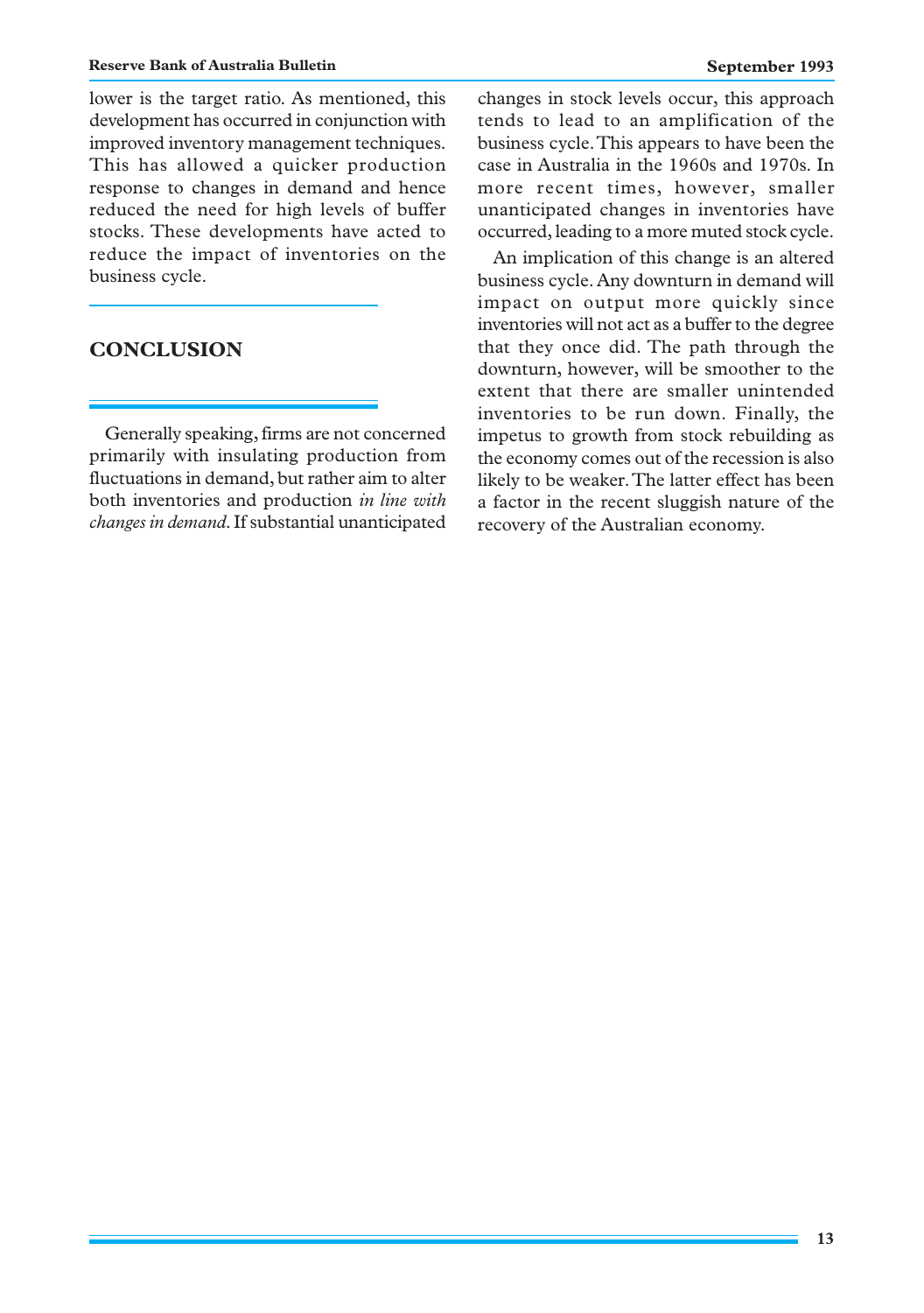lower is the target ratio. As mentioned, this development has occurred in conjunction with improved inventory management techniques. This has allowed a quicker production response to changes in demand and hence reduced the need for high levels of buffer stocks. These developments have acted to reduce the impact of inventories on the business cycle.

## CONCLUSION

Generally speaking, firms are not concerned primarily with insulating production from fluctuations in demand, but rather aim to alter both inventories and production *in line with changes in demand*. If substantial unanticipated changes in stock levels occur, this approach tends to lead to an amplification of the business cycle. This appears to have been the case in Australia in the 1960s and 1970s. In more recent times, however, smaller unanticipated changes in inventories have occurred, leading to a more muted stock cycle.

An implication of this change is an altered business cycle. Any downturn in demand will impact on output more quickly since inventories will not act as a buffer to the degree that they once did. The path through the downturn, however, will be smoother to the extent that there are smaller unintended inventories to be run down. Finally, the impetus to growth from stock rebuilding as the economy comes out of the recession is also likely to be weaker. The latter effect has been a factor in the recent sluggish nature of the recovery of the Australian economy.